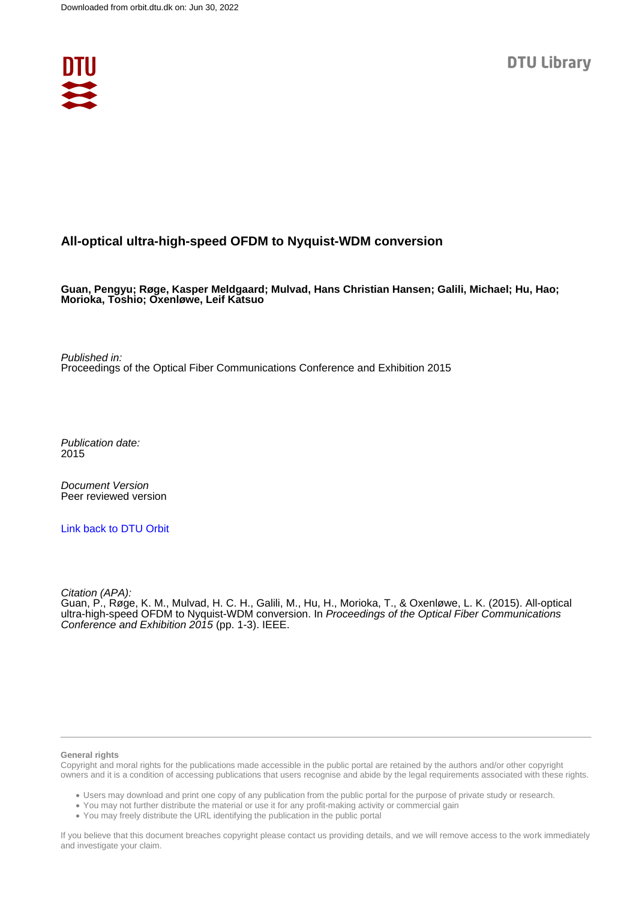Downloaded from orbit.dtu.dk on: Jun 30, 2022

DTU Library

# All-optical ultra-high-speed OFDM to Nyquist-WDM conversion

**Guan, Pengyu; Røge, Kasper Meldgaard; Mulvad, Hans Christian Hansen; Galili, Michael; Hu, Hao; Morioka, Toshio; Oxenløwe, Leif Katsuo**

*Published in:*
Proceedings of the Optical Fiber Communications Conference and Exhibition 2015

*Publication date:*
2015

*Document Version*
Peer reviewed version

Link back to DTU Orbit

*Citation (APA):*
Guan, P., Røge, K. M., Mulvad, H. C. H., Galili, M., Hu, H., Morioka, T., & Oxenløwe, L. K. (2015). All-optical ultra-high-speed OFDM to Nyquist-WDM conversion. In *Proceedings of the Optical Fiber Communications Conference and Exhibition 2015* (pp. 1-3). IEEE.

**General rights**

Copyright and moral rights for the publications made accessible in the public portal are retained by the authors and/or other copyright owners and it is a condition of accessing publications that users recognise and abide by the legal requirements associated with these rights.

- Users may download and print one copy of any publication from the public portal for the purpose of private study or research.
- You may not further distribute the material or use it for any profit-making activity or commercial gain
- You may freely distribute the URL identifying the publication in the public portal

If you believe that this document breaches copyright please contact us providing details, and we will remove access to the work immediately and investigate your claim.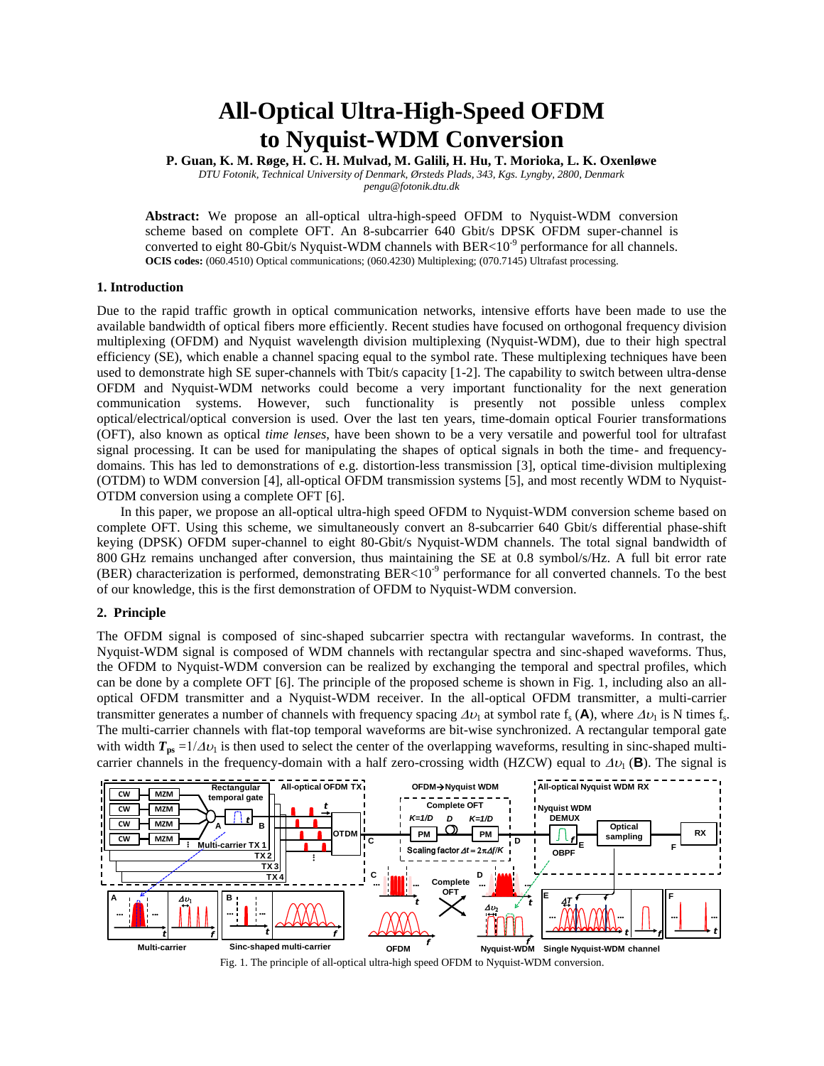# All-Optical Ultra-High-Speed OFDM to Nyquist-WDM Conversion

**P. Guan, K. M. Røge, H. C. H. Mulvad, M. Galili, H. Hu, T. Morioka, L. K. Oxenløwe**

*DTU Fotonik, Technical University of Denmark, Ørsteds Plads, 343, Kgs. Lyngby, 2800, Denmark*
*pengu@fotonik.dtu.dk*

**Abstract:** We propose an all-optical ultra-high-speed OFDM to Nyquist-WDM conversion scheme based on complete OFT. An 8-subcarrier 640 Gbit/s DPSK OFDM super-channel is converted to eight 80-Gbit/s Nyquist-WDM channels with BER<$10^{-9}$ performance for all channels.
**OCIS codes:** (060.4510) Optical communications; (060.4230) Multiplexing; (070.7145) Ultrafast processing.

## 1. Introduction

Due to the rapid traffic growth in optical communication networks, intensive efforts have been made to use the available bandwidth of optical fibers more efficiently. Recent studies have focused on orthogonal frequency division multiplexing (OFDM) and Nyquist wavelength division multiplexing (Nyquist-WDM), due to their high spectral efficiency (SE), which enable a channel spacing equal to the symbol rate. These multiplexing techniques have been used to demonstrate high SE super-channels with Tbit/s capacity [1-2]. The capability to switch between ultra-dense OFDM and Nyquist-WDM networks could become a very important functionality for the next generation communication systems. However, such functionality is presently not possible unless complex optical/electrical/optical conversion is used. Over the last ten years, time-domain optical Fourier transformations (OFT), also known as optical *time lenses*, have been shown to be a very versatile and powerful tool for ultrafast signal processing. It can be used for manipulating the shapes of optical signals in both the time- and frequency-domains. This has led to demonstrations of e.g. distortion-less transmission [3], optical time-division multiplexing (OTDM) to WDM conversion [4], all-optical OFDM transmission systems [5], and most recently WDM to Nyquist-OTDM conversion using a complete OFT [6].

In this paper, we propose an all-optical ultra-high speed OFDM to Nyquist-WDM conversion scheme based on complete OFT. Using this scheme, we simultaneously convert an 8-subcarrier 640 Gbit/s differential phase-shift keying (DPSK) OFDM super-channel to eight 80-Gbit/s Nyquist-WDM channels. The total signal bandwidth of 800 GHz remains unchanged after conversion, thus maintaining the SE at 0.8 symbol/s/Hz. A full bit error rate (BER) characterization is performed, demonstrating BER<$10^{-9}$ performance for all converted channels. To the best of our knowledge, this is the first demonstration of OFDM to Nyquist-WDM conversion.

## 2. Principle

The OFDM signal is composed of sinc-shaped subcarrier spectra with rectangular waveforms. In contrast, the Nyquist-WDM signal is composed of WDM channels with rectangular spectra and sinc-shaped waveforms. Thus, the OFDM to Nyquist-WDM conversion can be realized by exchanging the temporal and spectral profiles, which can be done by a complete OFT [6]. The principle of the proposed scheme is shown in Fig. 1, including also an all-optical OFDM transmitter and a Nyquist-WDM receiver. In the all-optical OFDM transmitter, a multi-carrier transmitter generates a number of channels with frequency spacing $\Delta\upsilon_1$ at symbol rate $f_s$ (**A**), where $\Delta\upsilon_1$ is N times $f_s$. The multi-carrier channels with flat-top temporal waveforms are bit-wise synchronized. A rectangular temporal gate with width $T_{ps} = 1/\Delta\upsilon_1$ is then used to select the center of the overlapping waveforms, resulting in sinc-shaped multi-carrier channels in the frequency-domain with a half zero-crossing width (HZCW) equal to $\Delta\upsilon_1$ (**B**). The signal is

Fig. 1. The principle of all-optical ultra-high speed OFDM to Nyquist-WDM conversion.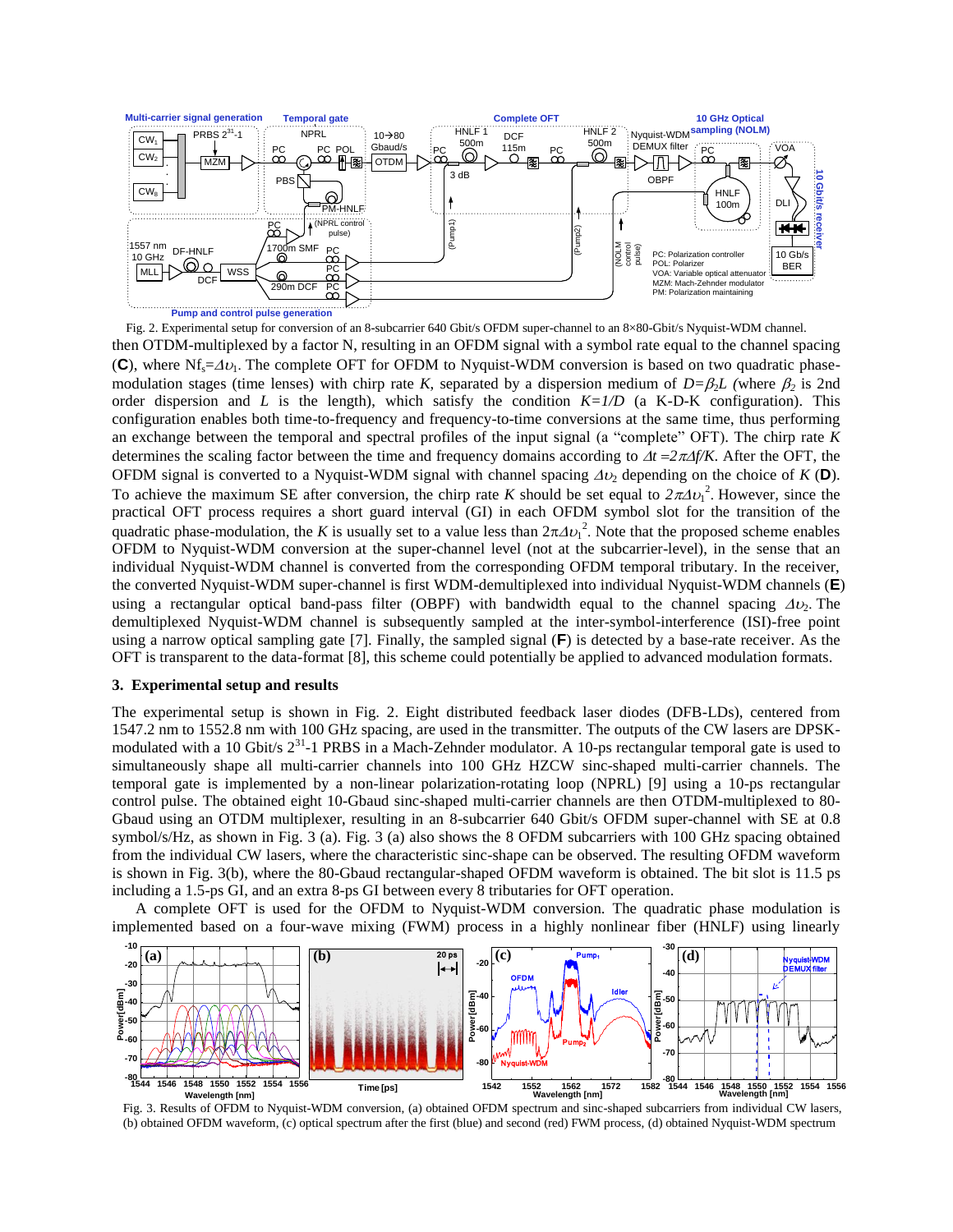Fig. 2. Experimental setup for conversion of an 8-subcarrier 640 Gbit/s OFDM super-channel to an 8×80-Gbit/s Nyquist-WDM channel.

then OTDM-multiplexed by a factor N, resulting in an OFDM signal with a symbol rate equal to the channel spacing (**C**), where $Nf_s=\Delta\upsilon_1$. The complete OFT for OFDM to Nyquist-WDM conversion is based on two quadratic phase-modulation stages (time lenses) with chirp rate *K*, separated by a dispersion medium of $D=\beta_2 L$ (where $\beta_2$ is 2nd order dispersion and *L* is the length), which satisfy the condition $K=1/D$ (a K-D-K configuration). This configuration enables both time-to-frequency and frequency-to-time conversions at the same time, thus performing an exchange between the temporal and spectral profiles of the input signal (a "complete" OFT). The chirp rate *K* determines the scaling factor between the time and frequency domains according to $\Delta t = 2\pi\Delta f/K$. After the OFT, the OFDM signal is converted to a Nyquist-WDM signal with channel spacing $\Delta\upsilon_2$ depending on the choice of *K* (**D**). To achieve the maximum SE after conversion, the chirp rate *K* should be set equal to $2\pi\Delta\upsilon_1^2$. However, since the practical OFT process requires a short guard interval (GI) in each OFDM symbol slot for the transition of the quadratic phase-modulation, the *K* is usually set to a value less than $2\pi\Delta\upsilon_1^2$. Note that the proposed scheme enables OFDM to Nyquist-WDM conversion at the super-channel level (not at the subcarrier-level), in the sense that an individual Nyquist-WDM channel is converted from the corresponding OFDM temporal tributary. In the receiver, the converted Nyquist-WDM super-channel is first WDM-demultiplexed into individual Nyquist-WDM channels (**E**) using a rectangular optical band-pass filter (OBPF) with bandwidth equal to the channel spacing $\Delta\upsilon_2$. The demultiplexed Nyquist-WDM channel is subsequently sampled at the inter-symbol-interference (ISI)-free point using a narrow optical sampling gate [7]. Finally, the sampled signal (**F**) is detected by a base-rate receiver. As the OFT is transparent to the data-format [8], this scheme could potentially be applied to advanced modulation formats.

## 3. Experimental setup and results

The experimental setup is shown in Fig. 2. Eight distributed feedback laser diodes (DFB-LDs), centered from 1547.2 nm to 1552.8 nm with 100 GHz spacing, are used in the transmitter. The outputs of the CW lasers are DPSK-modulated with a 10 Gbit/s $2^{31}$-1 PRBS in a Mach-Zehnder modulator. A 10-ps rectangular temporal gate is used to simultaneously shape all multi-carrier channels into 100 GHz sinc-shaped multi-carrier channels. The temporal gate is implemented by a non-linear polarization-rotating loop (NPRL) [9] using a 10-ps rectangular control pulse. The obtained eight 10-Gbaud sinc-shaped multi-carrier channels are then OTDM-multiplexed to 80-Gbaud using an OTDM multiplexer, resulting in an 8-subcarrier 640 Gbit/s OFDM super-channel with SE at 0.8 symbol/s/Hz, as shown in Fig. 3 (a). Fig. 3 (a) also shows the 8 OFDM subcarriers with 100 GHz spacing obtained from the individual CW lasers, where the characteristic sinc-shape can be observed. The resulting OFDM waveform is shown in Fig. 3(b), where the 80-Gbaud rectangular-shaped OFDM waveform is obtained. The bit slot is 11.5 ps including a 1.5-ps GI, and an extra 8-ps GI between every 8 tributaries for OFT operation.

A complete OFT is used for the OFDM to Nyquist-WDM conversion. The quadratic phase modulation is implemented based on a four-wave mixing (FWM) process in a highly nonlinear fiber (HNLF) using linearly

Fig. 3. Results of OFDM to Nyquist-WDM conversion, (a) obtained OFDM spectrum and sinc-shaped subcarriers from individual CW lasers, (b) obtained OFDM waveform, (c) optical spectrum after the first (blue) and second (red) FWM process, (d) obtained Nyquist-WDM spectrum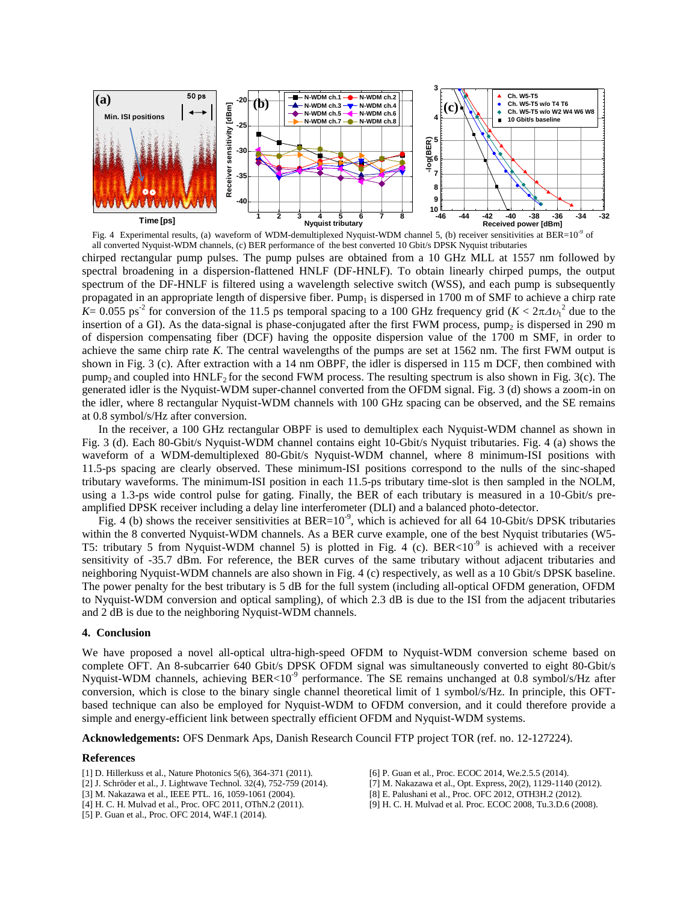(a)
50 ps
Min. ISI positions
Time [ps]

(b)
Receiver sensitivity [dBm]
-20
-25
-30
-35
-40
1 2 3 4 5 6 7 8
Nyquist tributary
N-WDM ch.1
N-WDM ch.2
N-WDM ch.3
N-WDM ch.4
N-WDM ch.5
N-WDM ch.6
N-WDM ch.7
N-WDM ch.8

(c)
-log(BER)
3
4
5
6
7
8
9
10
-46 -44 -42 -40 -38 -36 -34 -32
Received power [dBm]
Ch. W5-T5
Ch. W5-T5 w/o T4 T6
Ch. W5-T5 w/o W2 W4 W6 W8
10 Gbit/s baseline

Fig. 4 Experimental results, (a) waveform of WDM-demultiplexed Nyquist-WDM channel 5, (b) receiver sensitivities at BER=$10^{-9}$ of all converted Nyquist-WDM channels, (c) BER performance of the best converted 10 Gbit/s DPSK Nyquist tributaries

chirped rectangular pump pulses. The pump pulses are obtained from a 10 GHz MLL at 1557 nm followed by spectral broadening in a dispersion-flattened HNLF (DF-HNLF). To obtain linearly chirped pumps, the output spectrum of the DF-HNLF is filtered using a wavelength selective switch (WSS), and each pump is subsequently propagated in an appropriate length of dispersive fiber. $\text{Pump}_1$ is dispersed in 1700 m of SMF to achieve a chirp rate $K$= 0.055 $\text{ps}^{-2}$ for conversion of the 11.5 ps temporal spacing to a 100 GHz frequency grid ($K < 2\pi\Delta\upsilon_1^2$ due to the insertion of a GI). As the data-signal is phase-conjugated after the first FWM process, $\text{pump}_2$ is dispersed in 290 m of dispersion compensating fiber (DCF) having the opposite dispersion value of the 1700 m SMF, in order to achieve the same chirp rate $K$. The central wavelengths of the pumps are set at 1562 nm. The first FWM output is shown in Fig. 3 (c). After extraction with a 14 nm OBPF, the idler is dispersed in 115 m DCF, then combined with $\text{pump}_2$ and coupled into $\text{HNLF}_2$ for the second FWM process. The resulting spectrum is also shown in Fig. 3(c). The generated idler is the Nyquist-WDM super-channel converted from the OFDM signal. Fig. 3 (d) shows a zoom-in on the idler, where 8 rectangular Nyquist-WDM channels with 100 GHz spacing can be observed, and the SE remains at 0.8 symbol/s/Hz after conversion.

In the receiver, a 100 GHz rectangular OBPF is used to demultiplex each Nyquist-WDM channel as shown in Fig. 3 (d). Each 80-Gbit/s Nyquist-WDM channel contains eight 10-Gbit/s Nyquist tributaries. Fig. 4 (a) shows the waveform of a WDM-demultiplexed 80-Gbit/s Nyquist-WDM channel, where 8 minimum-ISI positions with 11.5-ps spacing are clearly observed. These minimum-ISI positions correspond to the nulls of the sinc-shaped tributary waveforms. The minimum-ISI position in each 11.5-ps tributary time-slot is then sampled in the NOLM, using a 1.3-ps wide control pulse for gating. Finally, the BER of each tributary is measured in a 10-Gbit/s pre-amplified DPSK receiver including a delay line interferometer (DLI) and a balanced photo-detector.

Fig. 4 (b) shows the receiver sensitivities at BER=$10^{-9}$, which is achieved for all 64 10-Gbit/s DPSK tributaries within the 8 converted Nyquist-WDM channels. As a BER curve example, one of the best Nyquist tributaries (W5-T5: tributary 5 from Nyquist-WDM channel 5) is plotted in Fig. 4 (c). BER<$10^{-9}$ is achieved with a receiver sensitivity of -35.7 dBm. For reference, the BER curves of the same tributary without adjacent tributaries and neighboring Nyquist-WDM channels are also shown in Fig. 4 (c) respectively, as well as a 10 Gbit/s DPSK baseline. The power penalty for the best tributary is 5 dB for the full system (including all-optical OFDM generation, OFDM to Nyquist-WDM conversion and optical sampling), of which 2.3 dB is due to the ISI from the adjacent tributaries and 2 dB is due to the neighboring Nyquist-WDM channels.

## 4. Conclusion

We have proposed a novel all-optical ultra-high-speed OFDM to Nyquist-WDM conversion scheme based on complete OFT. An 8-subcarrier 640 Gbit/s DPSK OFDM signal was simultaneously converted to eight 80-Gbit/s Nyquist-WDM channels, achieving BER<$10^{-9}$ performance. The SE remains unchanged at 0.8 symbol/s/Hz after conversion, which is close to the binary single channel theoretical limit of 1 symbol/s/Hz. In principle, this OFT-based technique can also be employed for Nyquist-WDM to OFDM conversion, and it could therefore provide a simple and energy-efficient link between spectrally efficient OFDM and Nyquist-WDM systems.

**Acknowledgements:** OFS Denmark Aps, Danish Research Council FTP project TOR (ref. no. 12-127224).

## References

[1] D. Hillerkuss et al., Nature Photonics 5(6), 364-371 (2011).
[2] J. Schröder et al., J. Lightwave Technol. 32(4), 752-759 (2014).
[3] M. Nakazawa et al., IEEE PTL. 16, 1059-1061 (2004).
[4] H. C. H. Mulvad et al., Proc. OFC 2011, OThN.2 (2011).
[5] P. Guan et al., Proc. OFC 2014, W4F.1 (2014).
[6] P. Guan et al., Proc. ECOC 2014, We.2.5.5 (2014).
[7] M. Nakazawa et al., Opt. Express, 20(2), 1129-1140 (2012).
[8] E. Palushani et al., Proc. OFC 2012, OTH3H.2 (2012).
[9] H. C. H. Mulvad et al. Proc. ECOC 2008, Tu.3.D.6 (2008).